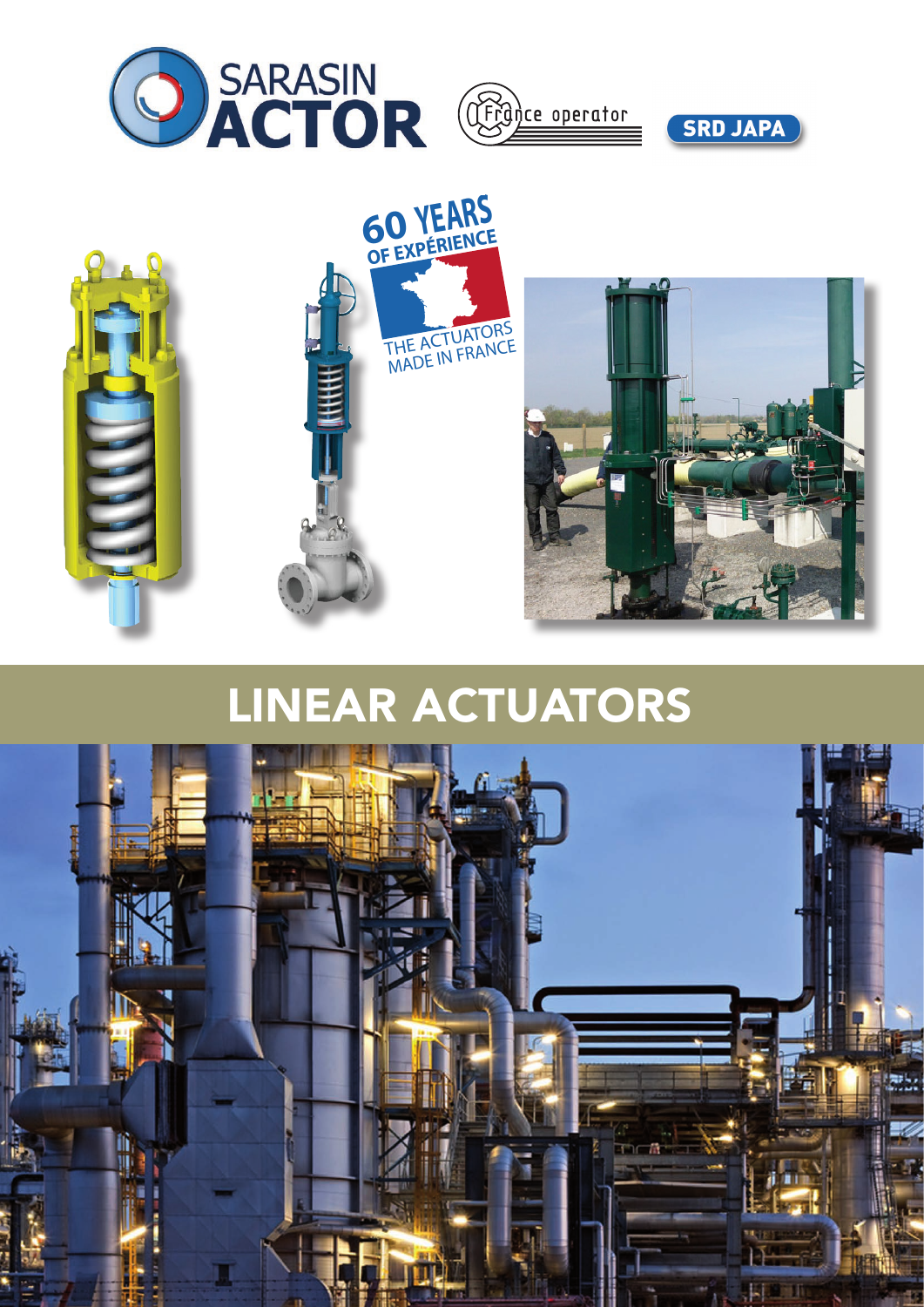SARASIN ACTOR

France operator

SRD JAPA

60 YEARS OF EXPÉRIENCE

THE ACTUATORS MADE IN FRANCE

# LINEAR ACTUATORS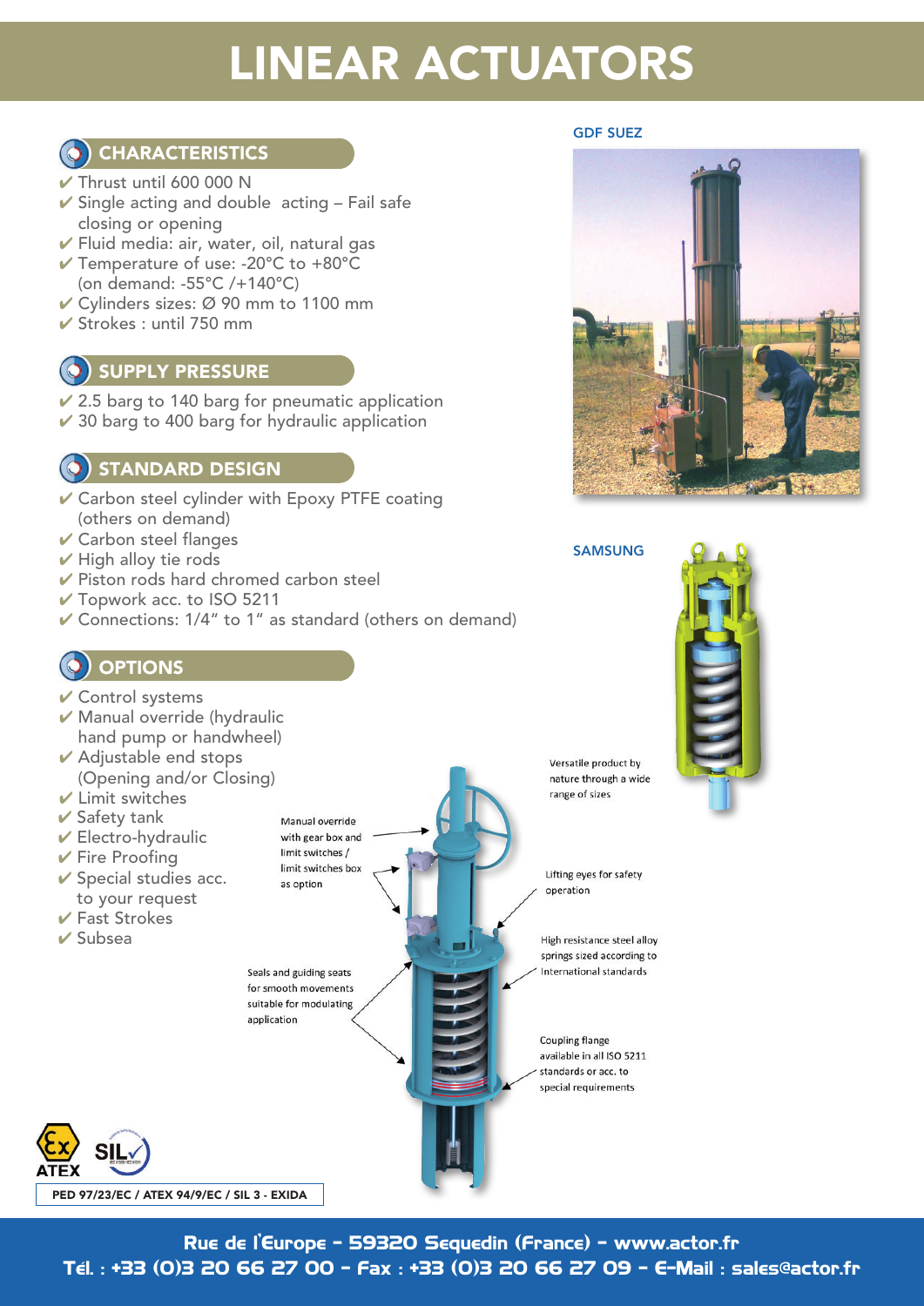# LINEAR ACTUATORS

## CHARACTERISTICS

- ✔ Thrust until 600 000 N
- ✔ Single acting and double acting – Fail safe closing or opening
- ✔ Fluid media: air, water, oil, natural gas
- ✔ Temperature of use: -20°C to +80°C (on demand: -55°C /+140°C)
- ✔ Cylinders sizes: Ø 90 mm to 1100 mm
- ✔ Strokes : until 750 mm

## SUPPLY PRESSURE

- ✔ 2.5 barg to 140 barg for pneumatic application
- ✔ 30 barg to 400 barg for hydraulic application

## STANDARD DESIGN

- ✔ Carbon steel cylinder with Epoxy PTFE coating (others on demand)
- ✔ Carbon steel flanges
- ✔ High alloy tie rods
- ✔ Piston rods hard chromed carbon steel
- ✔ Topwork acc. to ISO 5211
- ✔ Connections: 1/4" to 1" as standard (others on demand)

## OPTIONS

- ✔ Control systems
- ✔ Manual override (hydraulic hand pump or handwheel)
- ✔ Adjustable end stops (Opening and/or Closing)
- ✔ Limit switches
- ✔ Safety tank
- ✔ Electro-hydraulic
- ✔ Fire Proofing
- ✔ Special studies acc. to your request
- ✔ Fast Strokes
- ✔ Subsea

GDF SUEZ

SAMSUNG

Versatile product by nature through a wide range of sizes

Manual override with gear box and limit switches / limit switches box as option

Lifting eyes for safety operation

High resistance steel alloy springs sized according to International standards

Seals and guiding seats for smooth movements suitable for modulating application

Coupling flange available in all ISO 5211 standards or acc. to special requirements

ATEX SIL

PED 97/23/EC / ATEX 94/9/EC / SIL 3 - EXIDA

Rue de l'Europe - 59320 Sequedin (France) - www.actor.fr
Tél. : +33 (0)3 20 66 27 00 - Fax : +33 (0)3 20 66 27 09 - E-Mail : sales@actor.fr